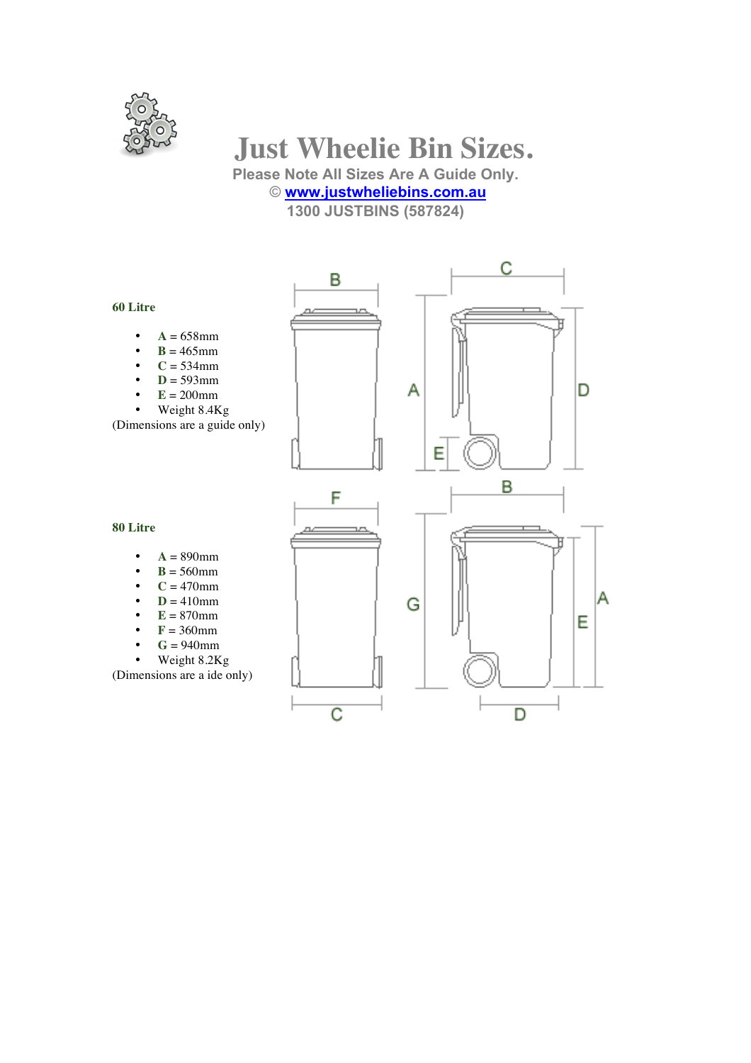# Just Wheelie Bin Sizes.

**Please Note All Sizes Are A Guide Only.**

© [www.justwheliebins.com.au](http://www.justwheliebins.com.au)

**1300 JUSTBINS (587824)**

### 60 Litre

- **A** = 658mm
- **B** = 465mm
- **C** = 534mm
- **D** = 593mm
- **E** = 200mm
- Weight 8.4Kg

(Dimensions are a guide only)

### 80 Litre

- **A** = 890mm
- **B** = 560mm
- **C** = 470mm
- **D** = 410mm
- **E** = 870mm
- **F** = 360mm
- **G** = 940mm
- Weight 8.2Kg

(Dimensions are a ide only)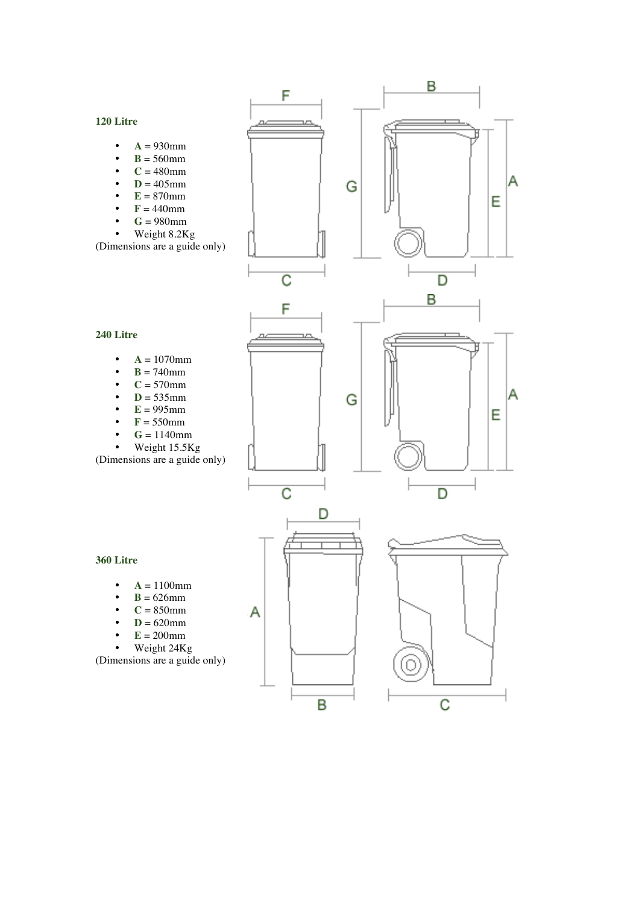### 120 Litre

- **A** = 930mm
- **B** = 560mm
- **C** = 480mm
- **D** = 405mm
- **E** = 870mm
- **F** = 440mm
- **G** = 980mm
- Weight 8.2Kg

(Dimensions are a guide only)

### 240 Litre

- **A** = 1070mm
- **B** = 740mm
- **C** = 570mm
- **D** = 535mm
- **E** = 995mm
- **F** = 550mm
- **G** = 1140mm
- Weight 15.5Kg

(Dimensions are a guide only)

### 360 Litre

- **A** = 1100mm
- **B** = 626mm
- **C** = 850mm
- **D** = 620mm
- **E** = 200mm
- Weight 24Kg

(Dimensions are a guide only)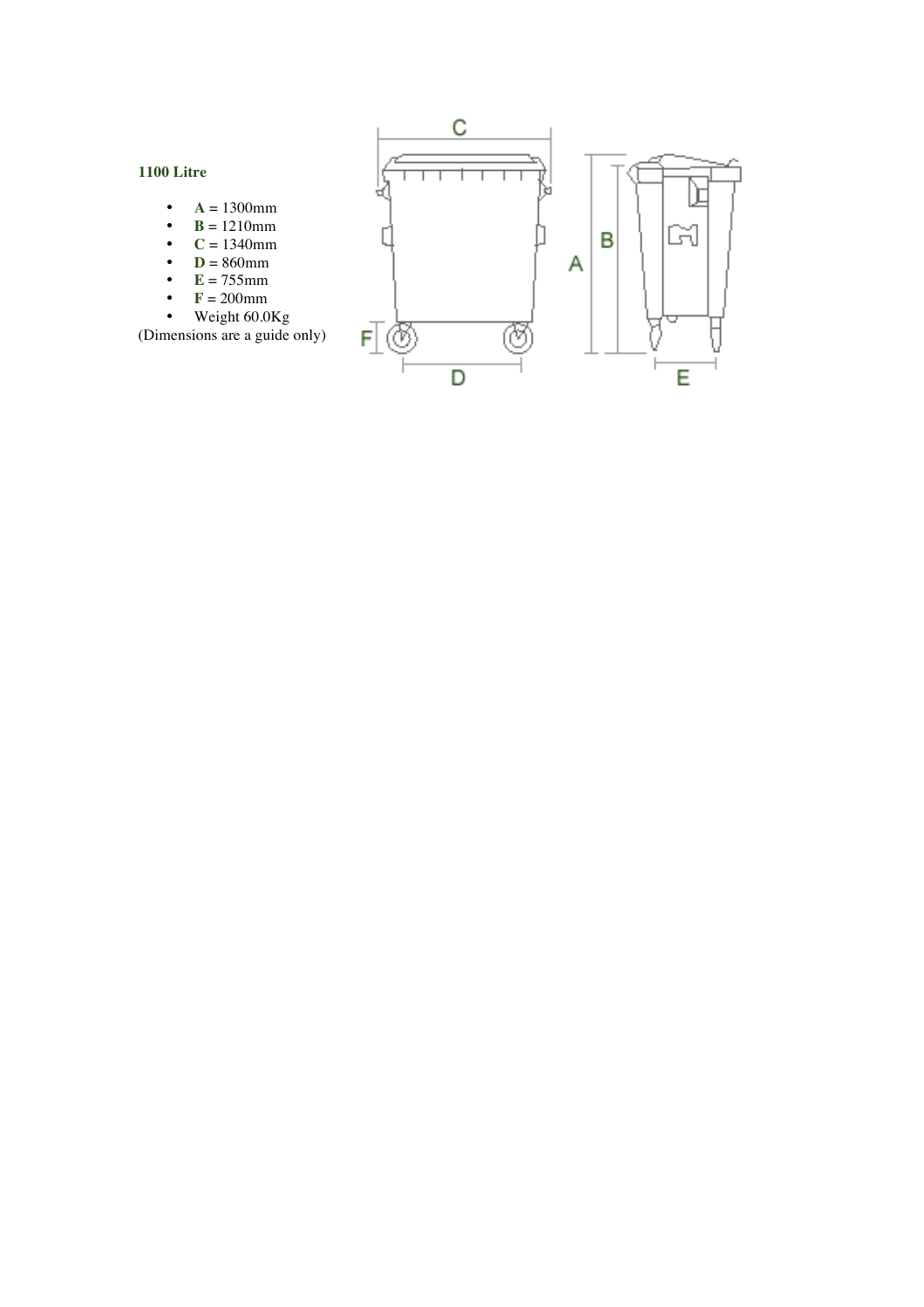**1100 Litre**

- **A** = 1300mm
- **B** = 1210mm
- **C** = 1340mm
- **D** = 860mm
- **E** = 755mm
- **F** = 200mm
- Weight 60.0Kg

(Dimensions are a guide only)

C

A

B

F

D

E